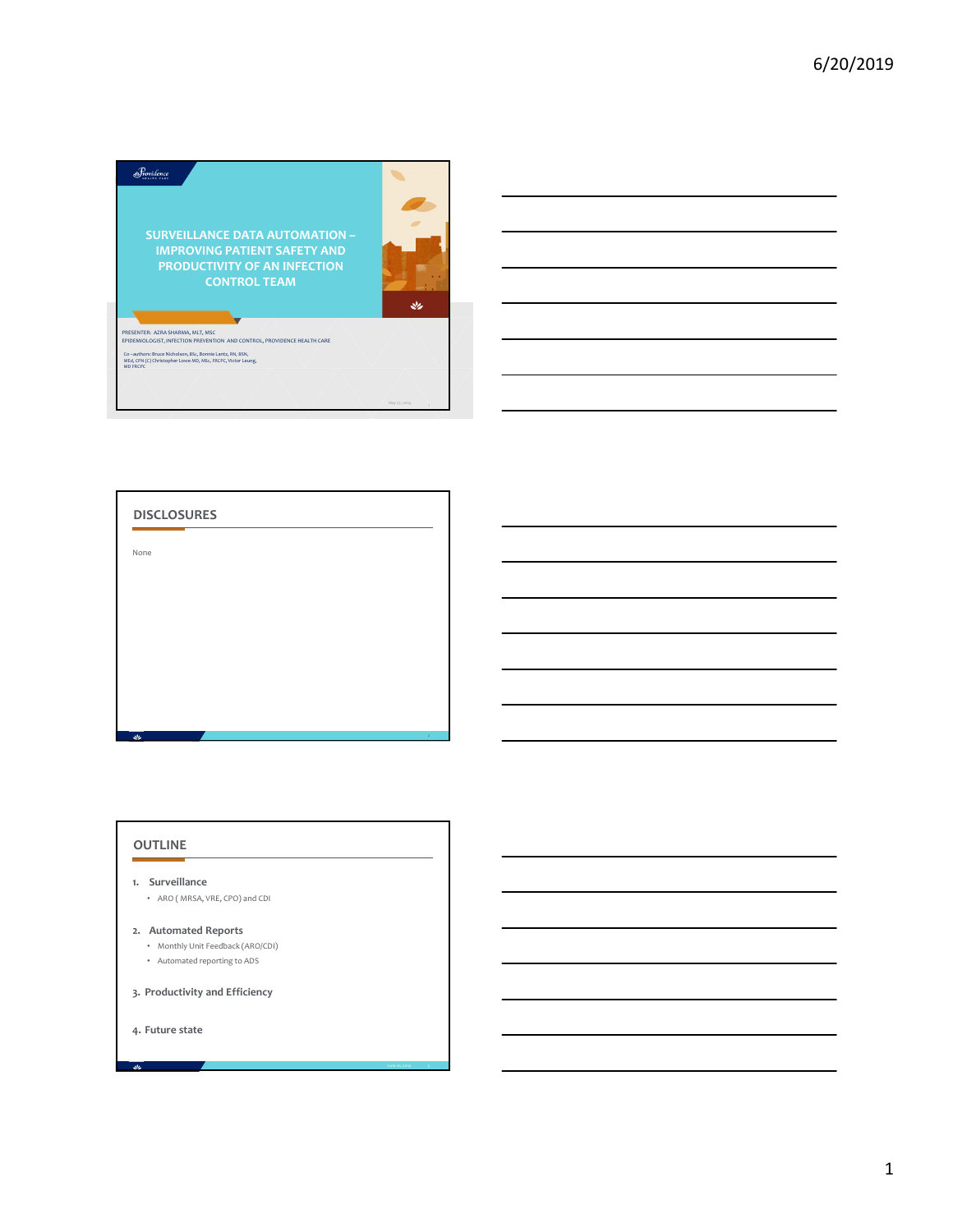# SURVEILLANCE DATA AUTOMATION – IMPROVING PATIENT SAFETY AND PRODUCTIVITY OF AN INFECTION CONTROL TEAM

PRESENTER: AZRA SHARMA, MLT, MSC
EPIDEMIOLOGIST, INFECTION PREVENTION AND CONTROL, PROVIDENCE HEALTH CARE

Co –authors: Bruce Nicholson, BSc, Bonnie Lantz, RN, BSN, MEd, CPN (C) Christopher Lowe MD, MSc, FRCPC, Victor Leung, MD FRCPC

## DISCLOSURES

None

## OUTLINE

1. **Surveillance**
   - ARO ( MRSA, VRE, CPO) and CDI
2. **Automated Reports**
   - Monthly Unit Feedback (ARO/CDI)
   - Automated reporting to ADS
3. **Productivity and Efficiency**
4. **Future state**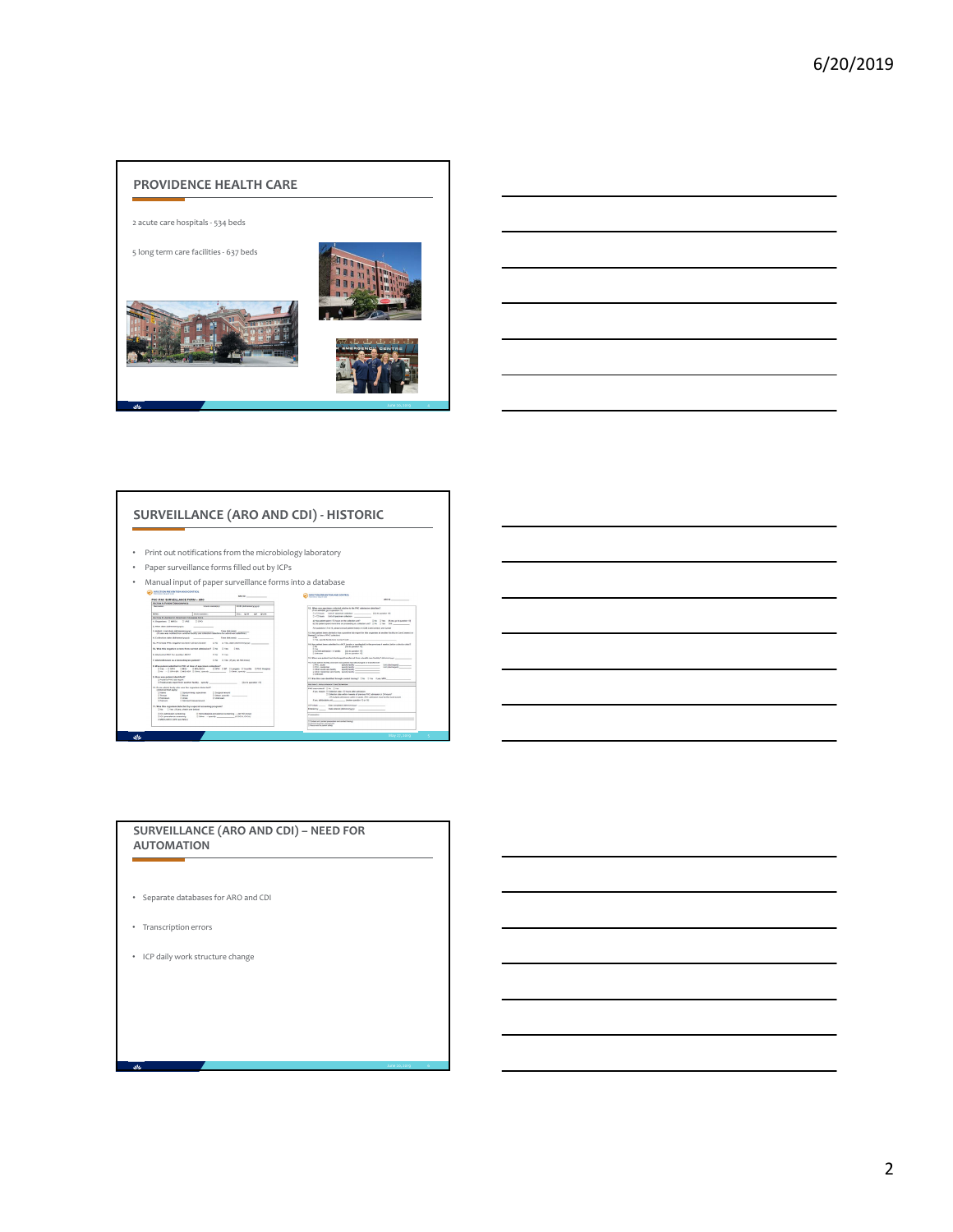## PROVIDENCE HEALTH CARE

2 acute care hospitals - 534 beds

5 long term care facilities - 637 beds

## SURVEILLANCE (ARO AND CDI) - HISTORIC

- Print out notifications from the microbiology laboratory
- Paper surveillance forms filled out by ICPs
- Manual input of paper surveillance forms into a database

## SURVEILLANCE (ARO AND CDI) – NEED FOR AUTOMATION

- Separate databases for ARO and CDI
- Transcription errors
- ICP daily work structure change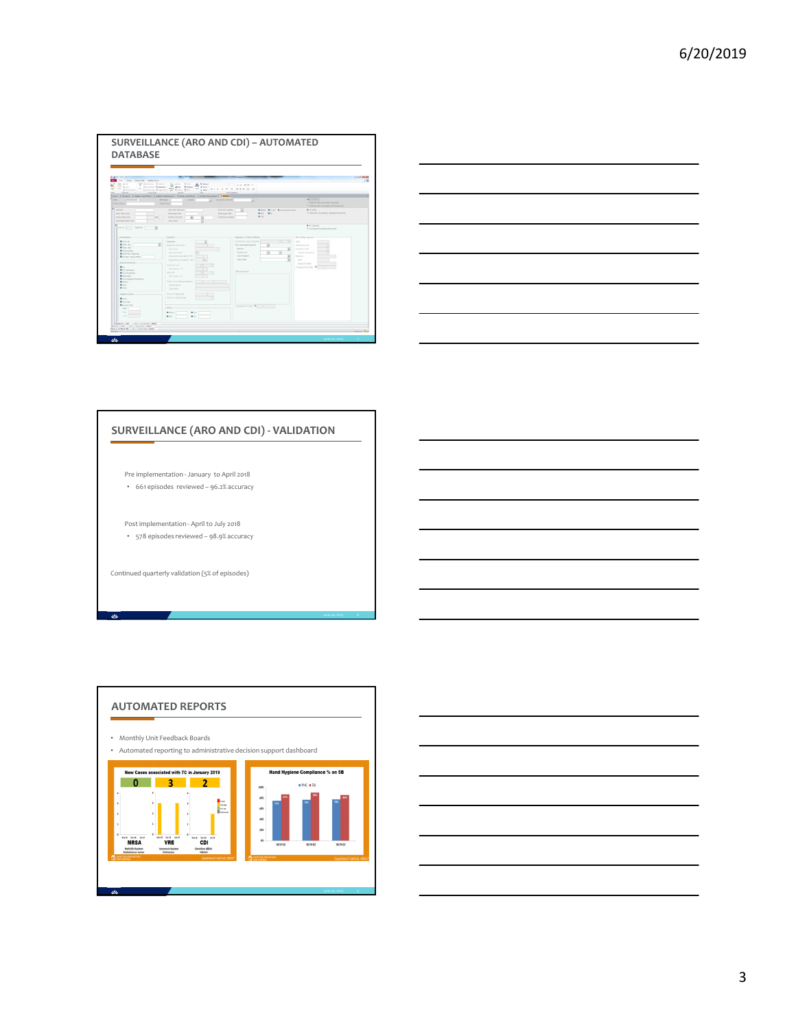## SURVEILLANCE (ARO AND CDI) – AUTOMATED DATABASE

## SURVEILLANCE (ARO AND CDI) - VALIDATION

Pre implementation - January to April 2018

- 661 episodes reviewed – 96.2% accuracy

Post implementation - April to July 2018

- 578 episodes reviewed – 98.9% accuracy

Continued quarterly validation (5% of episodes)

## AUTOMATED REPORTS

- Monthly Unit Feedback Boards
- Automated reporting to administrative decision support dashboard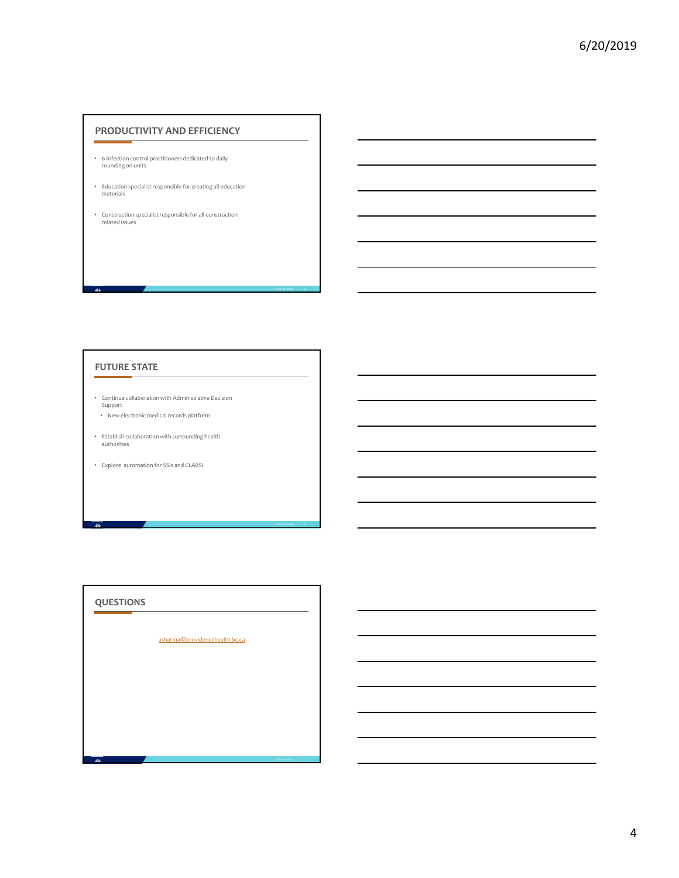## PRODUCTIVITY AND EFFICIENCY

- 6 Infection control practitioners dedicated to daily rounding on units
- Education specialist responsible for creating all education materials
- Construction specialist responsible for all construction related issues

## FUTURE STATE

- Continue collaboration with Administrative Decision Support
  - New electronic medical records platform
- Establish collaboration with surrounding health authorities
- Explore automation for SSIs and CLABSI

## QUESTIONS

asharma@providencehealth.bc.ca